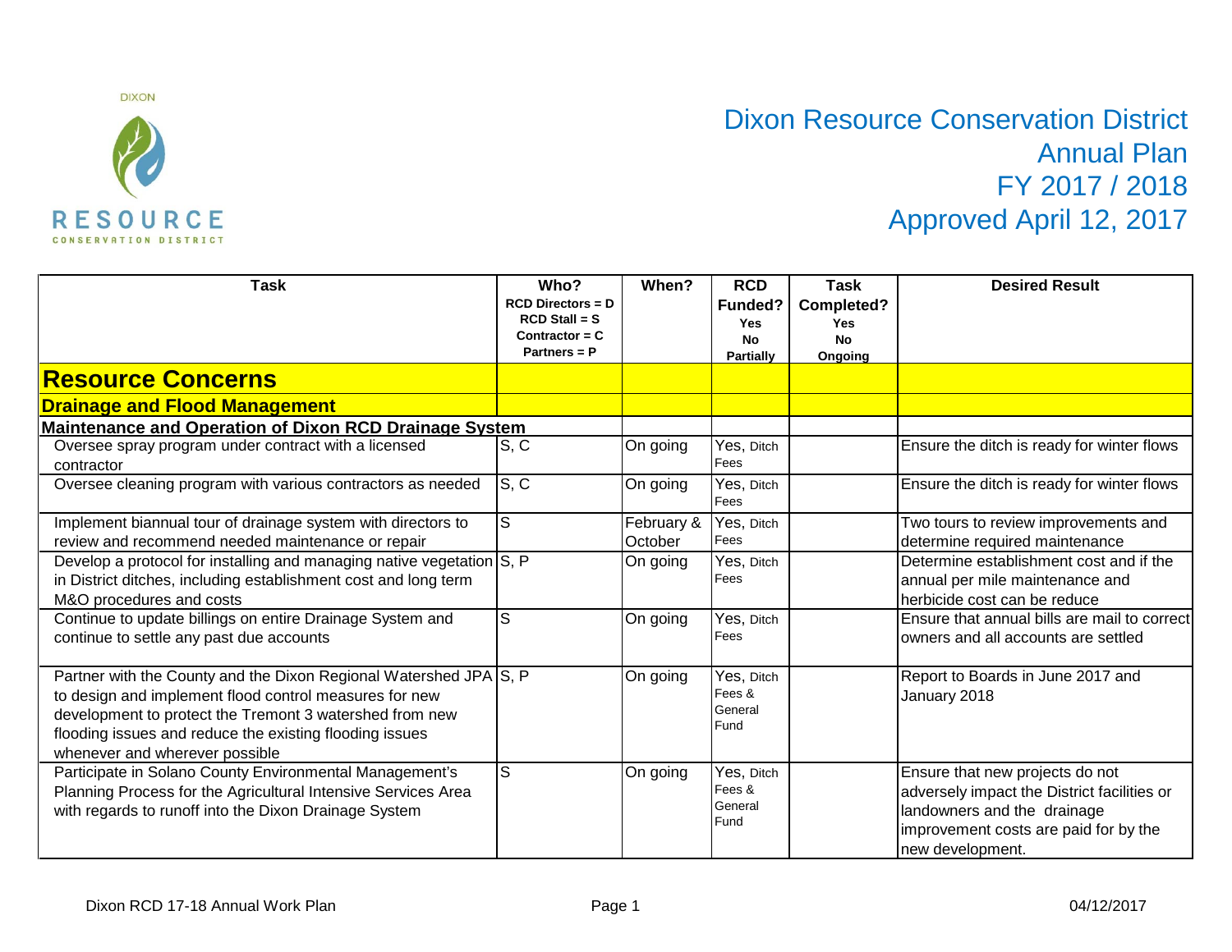# Dixon Resource Conservation District
## Annual Plan
## FY 2017 / 2018
## Approved April 12, 2017

| Task | Who? RCD Directors = D RCD Stall = S Contractor = C Partners = P | When? | RCD Funded? Yes No Partially | Task Completed? Yes No Ongoing | Desired Result |
|---|---|---|---|---|---|
| **Resource Concerns** | | | | | |
| **Drainage and Flood Management** | | | | | |
| **Maintenance and Operation of Dixon RCD Drainage System** | | | | | |
| Oversee spray program under contract with a licensed contractor | S, C | On going | Yes, Ditch Fees | | Ensure the ditch is ready for winter flows |
| Oversee cleaning program with various contractors as needed | S, C | On going | Yes, Ditch Fees | | Ensure the ditch is ready for winter flows |
| Implement biannual tour of drainage system with directors to review and recommend needed maintenance or repair | S | February & October | Yes, Ditch Fees | | Two tours to review improvements and determine required maintenance |
| Develop a protocol for installing and managing native vegetation in District ditches, including establishment cost and long term M&O procedures and costs | S, P | On going | Yes, Ditch Fees | | Determine establishment cost and if the annual per mile maintenance and herbicide cost can be reduce |
| Continue to update billings on entire Drainage System and continue to settle any past due accounts | S | On going | Yes, Ditch Fees | | Ensure that annual bills are mail to correct owners and all accounts are settled |
| Partner with the County and the Dixon Regional Watershed JPA to design and implement flood control measures for new development to protect the Tremont 3 watershed from new flooding issues and reduce the existing flooding issues whenever and wherever possible | S, P | On going | Yes, Ditch Fees & General Fund | | Report to Boards in June 2017 and January 2018 |
| Participate in Solano County Environmental Management's Planning Process for the Agricultural Intensive Services Area with regards to runoff into the Dixon Drainage System | S | On going | Yes, Ditch Fees & General Fund | | Ensure that new projects do not adversely impact the District facilities or landowners and the drainage improvement costs are paid for by the new development. |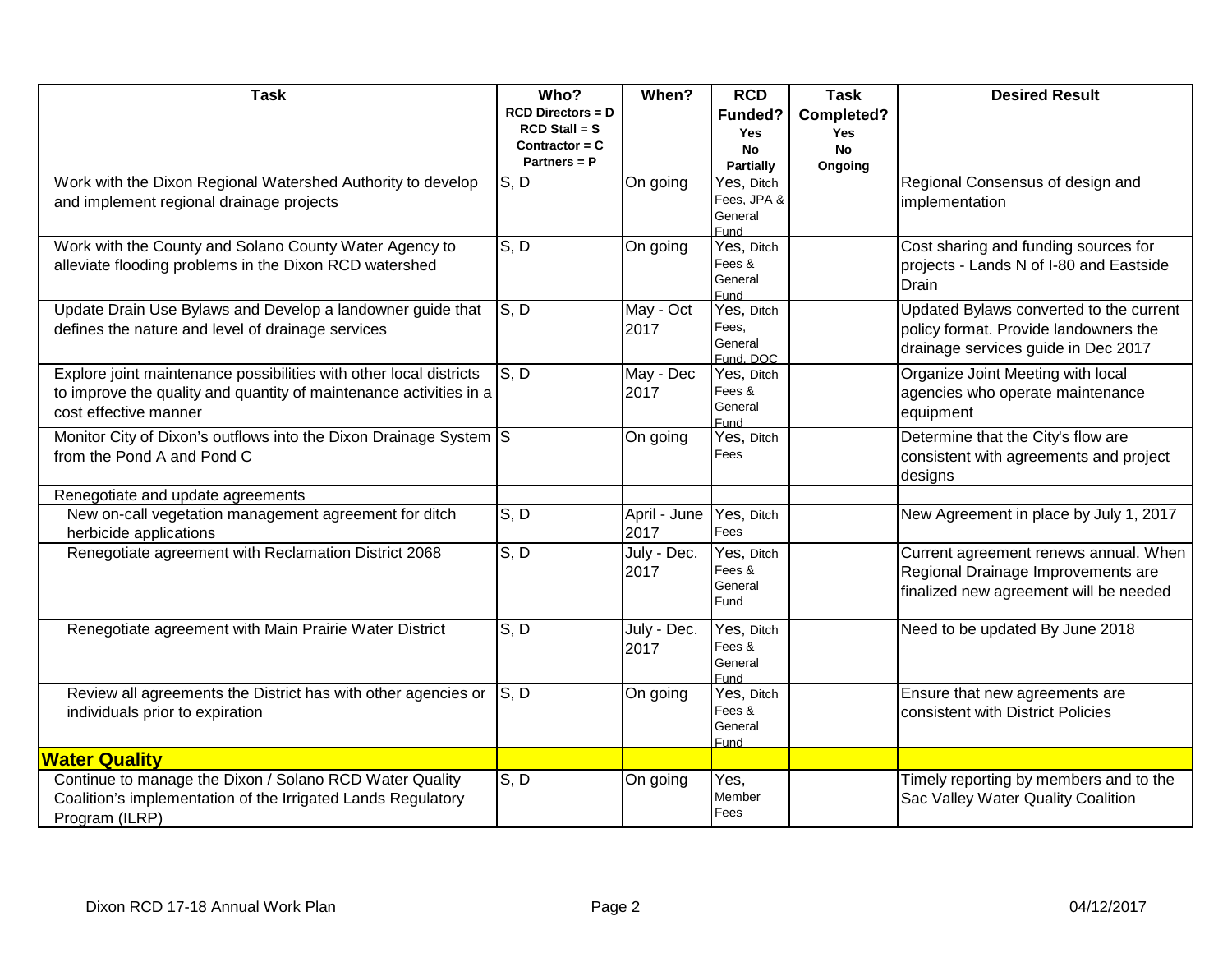| Task | Who? RCD Directors = D RCD Stall = S Contractor = C Partners = P | When? | RCD Funded? Yes No Partially | Task Completed? Yes No Ongoing | Desired Result |
|---|---|---|---|---|---|
| Work with the Dixon Regional Watershed Authority to develop and implement regional drainage projects | S, D | On going | Yes, Ditch Fees, JPA & General Fund | | Regional Consensus of design and implementation |
| Work with the County and Solano County Water Agency to alleviate flooding problems in the Dixon RCD watershed | S, D | On going | Yes, Ditch Fees & General Fund | | Cost sharing and funding sources for projects - Lands N of I-80 and Eastside Drain |
| Update Drain Use Bylaws and Develop a landowner guide that defines the nature and level of drainage services | S, D | May - Oct 2017 | Yes, Ditch Fees, General Fund, DOC | | Updated Bylaws converted to the current policy format. Provide landowners the drainage services guide in Dec 2017 |
| Explore joint maintenance possibilities with other local districts to improve the quality and quantity of maintenance activities in a cost effective manner | S, D | May - Dec 2017 | Yes, Ditch Fees & General Fund | | Organize Joint Meeting with local agencies who operate maintenance equipment |
| Monitor City of Dixon's outflows into the Dixon Drainage System from the Pond A and Pond C | S | On going | Yes, Ditch Fees | | Determine that the City's flow are consistent with agreements and project designs |
| Renegotiate and update agreements | | | | | |
| New on-call vegetation management agreement for ditch herbicide applications | S, D | April - June 2017 | Yes, Ditch Fees | | New Agreement in place by July 1, 2017 |
| Renegotiate agreement with Reclamation District 2068 | S, D | July - Dec. 2017 | Yes, Ditch Fees & General Fund | | Current agreement renews annual. When Regional Drainage Improvements are finalized new agreement will be needed |
| Renegotiate agreement with Main Prairie Water District | S, D | July - Dec. 2017 | Yes, Ditch Fees & General Fund | | Need to be updated By June 2018 |
| Review all agreements the District has with other agencies or individuals prior to expiration | S, D | On going | Yes, Ditch Fees & General Fund | | Ensure that new agreements are consistent with District Policies |
| **Water Quality** | | | | | |
| Continue to manage the Dixon / Solano RCD Water Quality Coalition's implementation of the Irrigated Lands Regulatory Program (ILRP) | S, D | On going | Yes, Member Fees | | Timely reporting by members and to the Sac Valley Water Quality Coalition |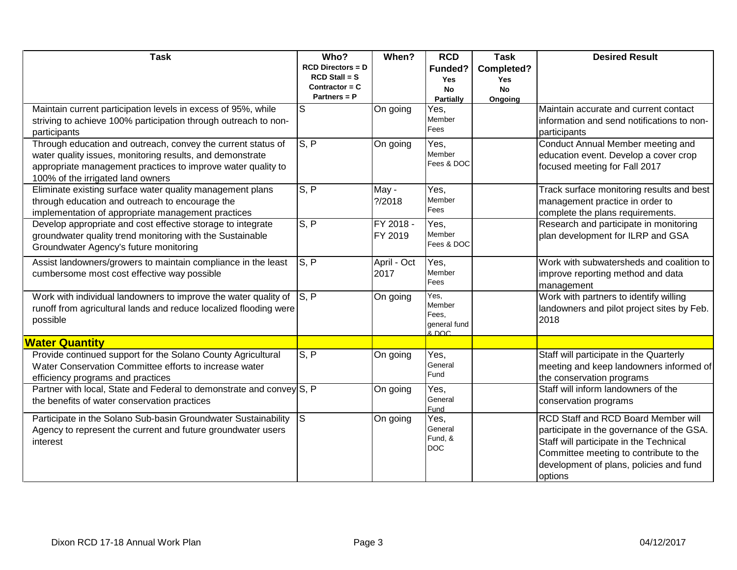| Task | Who? RCD Directors = D RCD Stall = S Contractor = C Partners = P | When? | RCD Funded? Yes No Partially | Task Completed? Yes No Ongoing | Desired Result |
|---|---|---|---|---|---|
| Maintain current participation levels in excess of 95%, while striving to achieve 100% participation through outreach to non-participants | S | On going | Yes, Member Fees | | Maintain accurate and current contact information and send notifications to non-participants |
| Through education and outreach, convey the current status of water quality issues, monitoring results, and demonstrate appropriate management practices to improve water quality to 100% of the irrigated land owners | S, P | On going | Yes, Member Fees & DOC | | Conduct Annual Member meeting and education event. Develop a cover crop focused meeting for Fall 2017 |
| Eliminate existing surface water quality management plans through education and outreach to encourage the implementation of appropriate management practices | S, P | May - ?/2018 | Yes, Member Fees | | Track surface monitoring results and best management practice in order to complete the plans requirements. |
| Develop appropriate and cost effective storage to integrate groundwater quality trend monitoring with the Sustainable Groundwater Agency's future monitoring | S, P | FY 2018 - FY 2019 | Yes, Member Fees & DOC | | Research and participate in monitoring plan development for ILRP and GSA |
| Assist landowners/growers to maintain compliance in the least cumbersome most cost effective way possible | S, P | April - Oct 2017 | Yes, Member Fees | | Work with subwatersheds and coalition to improve reporting method and data management |
| Work with individual landowners to improve the water quality of runoff from agricultural lands and reduce localized flooding were possible | S, P | On going | Yes, Member Fees, general fund & DOC | | Work with partners to identify willing landowners and pilot project sites by Feb. 2018 |
| **Water Quantity** | | | | | |
| Provide continued support for the Solano County Agricultural Water Conservation Committee efforts to increase water efficiency programs and practices | S, P | On going | Yes, General Fund | | Staff will participate in the Quarterly meeting and keep landowners informed of the conservation programs |
| Partner with local, State and Federal to demonstrate and convey the benefits of water conservation practices | S, P | On going | Yes, General Fund | | Staff will inform landowners of the conservation programs |
| Participate in the Solano Sub-basin Groundwater Sustainability Agency to represent the current and future groundwater users interest | S | On going | Yes, General Fund, & DOC | | RCD Staff and RCD Board Member will participate in the governance of the GSA. Staff will participate in the Technical Committee meeting to contribute to the development of plans, policies and fund options |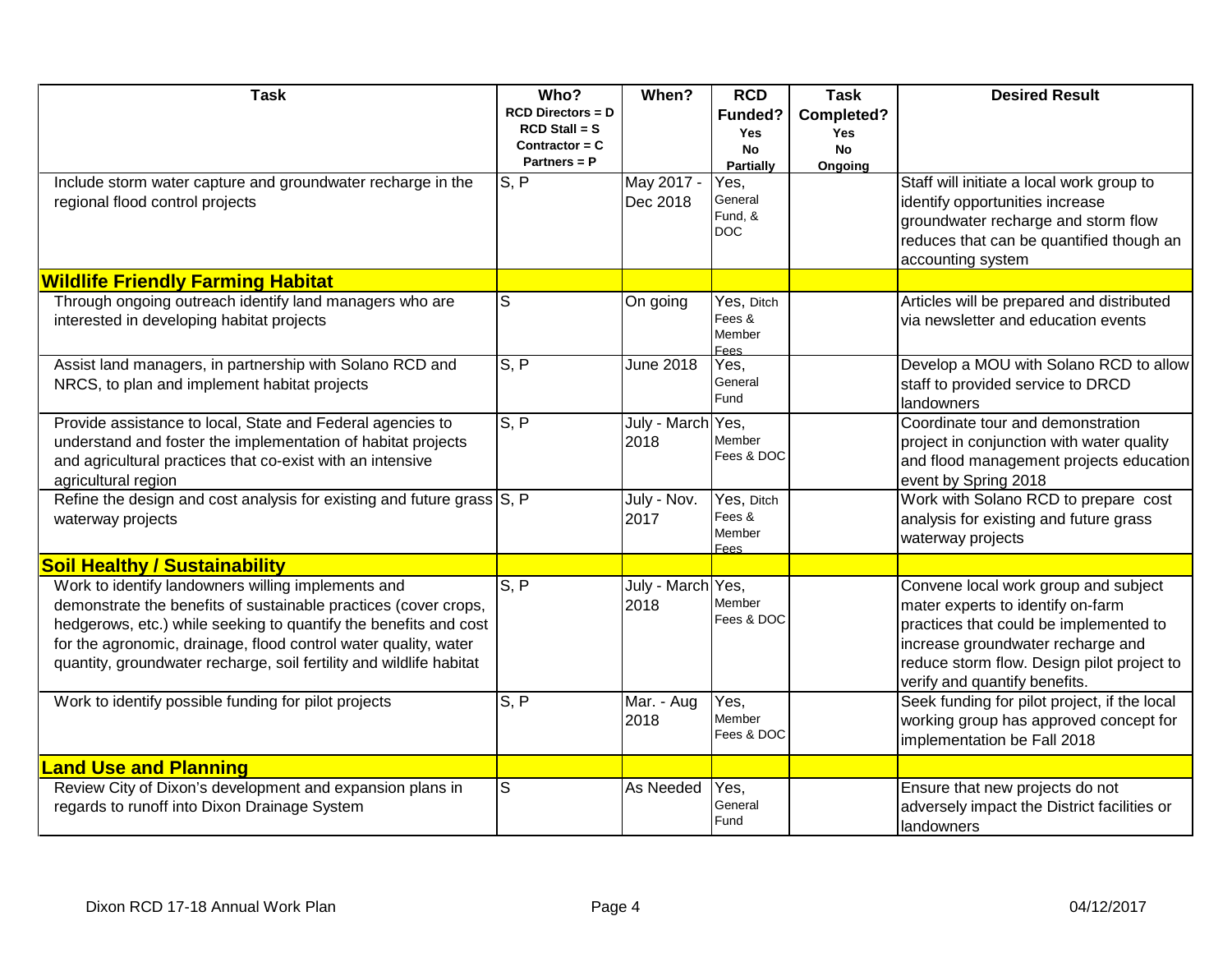| Task | Who? RCD Directors = D RCD Stall = S Contractor = C Partners = P | When? | RCD Funded? Yes No Partially | Task Completed? Yes No Ongoing | Desired Result |
|---|---|---|---|---|---|
| Include storm water capture and groundwater recharge in the regional flood control projects | S, P | May 2017 - Dec 2018 | Yes, General Fund, & DOC | | Staff will initiate a local work group to identify opportunities increase groundwater recharge and storm flow reduces that can be quantified though an accounting system |
| **Wildlife Friendly Farming Habitat** | | | | | |
| Through ongoing outreach identify land managers who are interested in developing habitat projects | S | On going | Yes, Ditch Fees & Member Fees | | Articles will be prepared and distributed via newsletter and education events |
| Assist land managers, in partnership with Solano RCD and NRCS, to plan and implement habitat projects | S, P | June 2018 | Yes, General Fund | | Develop a MOU with Solano RCD to allow staff to provided service to DRCD landowners |
| Provide assistance to local, State and Federal agencies to understand and foster the implementation of habitat projects and agricultural practices that co-exist with an intensive agricultural region | S, P | July - March 2018 | Yes, Member Fees & DOC | | Coordinate tour and demonstration project in conjunction with water quality and flood management projects education event by Spring 2018 |
| Refine the design and cost analysis for existing and future grass waterway projects | S, P | July - Nov. 2017 | Yes, Ditch Fees & Member Fees | | Work with Solano RCD to prepare cost analysis for existing and future grass waterway projects |
| **Soil Healthy / Sustainability** | | | | | |
| Work to identify landowners willing implements and demonstrate the benefits of sustainable practices (cover crops, hedgerows, etc.) while seeking to quantify the benefits and cost for the agronomic, drainage, flood control water quality, water quantity, groundwater recharge, soil fertility and wildlife habitat | S, P | July - March 2018 | Yes, Member Fees & DOC | | Convene local work group and subject mater experts to identify on-farm practices that could be implemented to increase groundwater recharge and reduce storm flow. Design pilot project to verify and quantify benefits. |
| Work to identify possible funding for pilot projects | S, P | Mar. - Aug 2018 | Yes, Member Fees & DOC | | Seek funding for pilot project, if the local working group has approved concept for implementation be Fall 2018 |
| **Land Use and Planning** | | | | | |
| Review City of Dixon's development and expansion plans in regards to runoff into Dixon Drainage System | S | As Needed | Yes, General Fund | | Ensure that new projects do not adversely impact the District facilities or landowners |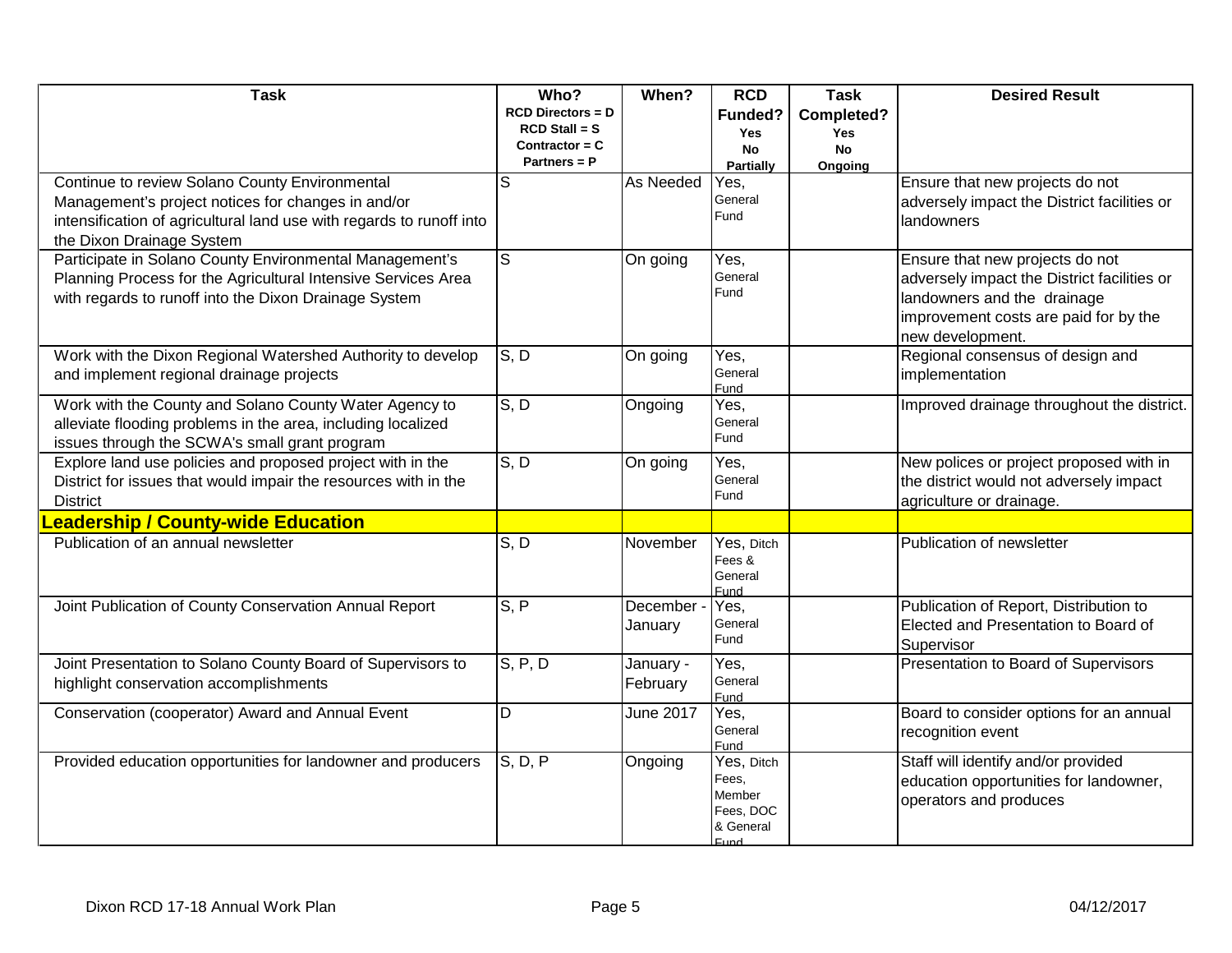| Task | Who?<br>RCD Directors = D<br>RCD Stall = S<br>Contractor = C<br>Partners = P | When? | RCD Funded?<br>Yes<br>No<br>Partially | Task Completed?<br>Yes<br>No<br>Ongoing | Desired Result |
|---|---|---|---|---|---|
| Continue to review Solano County Environmental Management's project notices for changes in and/or intensification of agricultural land use with regards to runoff into the Dixon Drainage System | S | As Needed | Yes, General Fund | | Ensure that new projects do not adversely impact the District facilities or landowners |
| Participate in Solano County Environmental Management's Planning Process for the Agricultural Intensive Services Area with regards to runoff into the Dixon Drainage System | S | On going | Yes, General Fund | | Ensure that new projects do not adversely impact the District facilities or landowners and the drainage improvement costs are paid for by the new development. |
| Work with the Dixon Regional Watershed Authority to develop and implement regional drainage projects | S, D | On going | Yes, General Fund | | Regional consensus of design and implementation |
| Work with the County and Solano County Water Agency to alleviate flooding problems in the area, including localized issues through the SCWA's small grant program | S, D | Ongoing | Yes, General Fund | | Improved drainage throughout the district. |
| Explore land use policies and proposed project with in the District for issues that would impair the resources with in the District | S, D | On going | Yes, General Fund | | New polices or project proposed with in the district would not adversely impact agriculture or drainage. |
| **Leadership / County-wide Education** | | | | | |
| Publication of an annual newsletter | S, D | November | Yes, Ditch Fees & General Fund | | Publication of newsletter |
| Joint Publication of County Conservation Annual Report | S, P | December - January | Yes, General Fund | | Publication of Report, Distribution to Elected and Presentation to Board of Supervisor |
| Joint Presentation to Solano County Board of Supervisors to highlight conservation accomplishments | S, P, D | January - February | Yes, General Fund | | Presentation to Board of Supervisors |
| Conservation (cooperator) Award and Annual Event | D | June 2017 | Yes, General Fund | | Board to consider options for an annual recognition event |
| Provided education opportunities for landowner and producers | S, D, P | Ongoing | Yes, Ditch Fees, Member Fees, DOC & General Fund | | Staff will identify and/or provided education opportunities for landowner, operators and produces |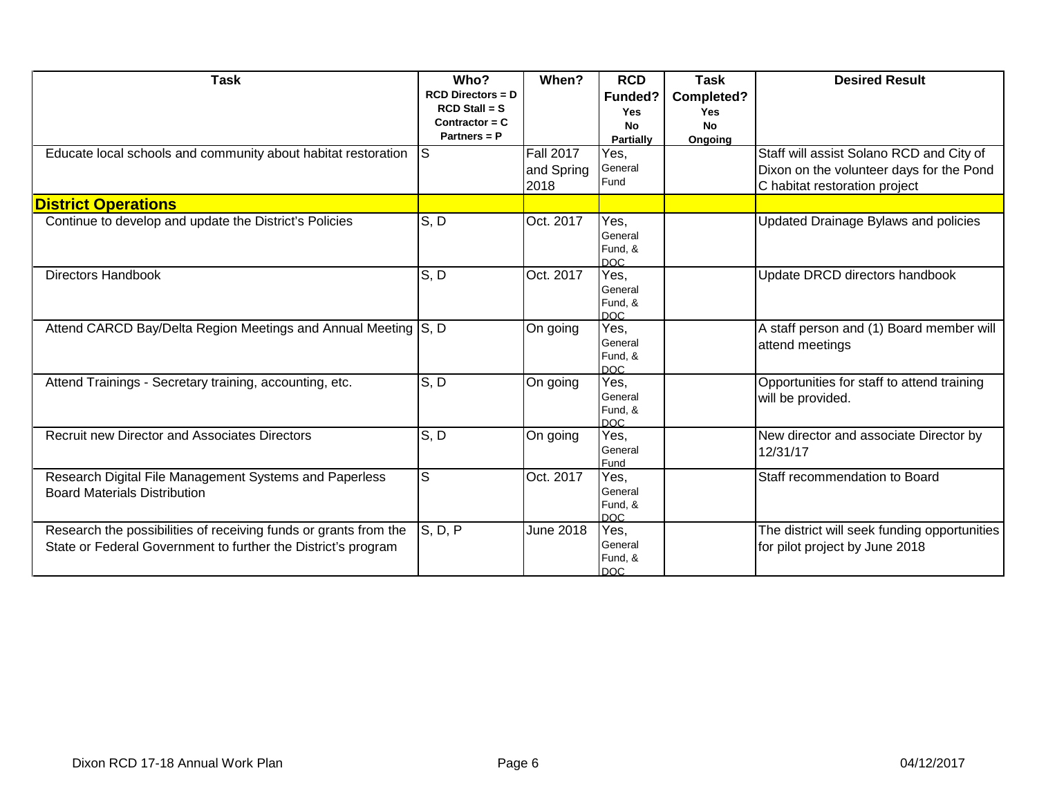| Task | Who?<br>RCD Directors = D<br>RCD Stall = S<br>Contractor = C<br>Partners = P | When? | RCD Funded?<br>Yes<br>No<br>Partially | Task Completed?<br>Yes<br>No<br>Ongoing | Desired Result |
|---|---|---|---|---|---|
| Educate local schools and community about habitat restoration | S | Fall 2017 and Spring 2018 | Yes, General Fund | | Staff will assist Solano RCD and City of Dixon on the volunteer days for the Pond C habitat restoration project |
| **District Operations** | | | | | |
| Continue to develop and update the District's Policies | S, D | Oct. 2017 | Yes, General Fund, & DOC | | Updated Drainage Bylaws and policies |
| Directors Handbook | S, D | Oct. 2017 | Yes, General Fund, & DOC | | Update DRCD directors handbook |
| Attend CARCD Bay/Delta Region Meetings and Annual Meeting | S, D | On going | Yes, General Fund, & DOC | | A staff person and (1) Board member will attend meetings |
| Attend Trainings - Secretary training, accounting, etc. | S, D | On going | Yes, General Fund, & DOC | | Opportunities for staff to attend training will be provided. |
| Recruit new Director and Associates Directors | S, D | On going | Yes, General Fund | | New director and associate Director by 12/31/17 |
| Research Digital File Management Systems and Paperless Board Materials Distribution | S | Oct. 2017 | Yes, General Fund, & DOC | | Staff recommendation to Board |
| Research the possibilities of receiving funds or grants from the State or Federal Government to further the District's program | S, D, P | June 2018 | Yes, General Fund, & DOC | | The district will seek funding opportunities for pilot project by June 2018 |